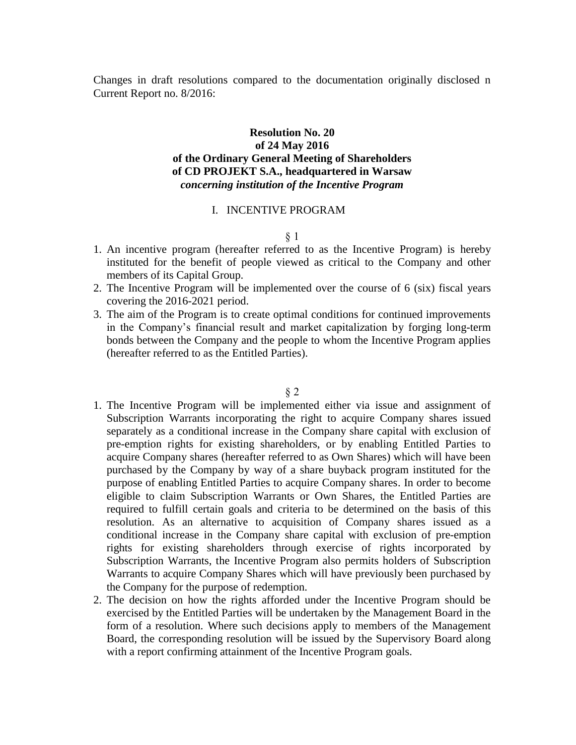Changes in draft resolutions compared to the documentation originally disclosed n Current Report no. 8/2016:

**Resolution No. 20**
**of 24 May 2016**
**of the Ordinary General Meeting of Shareholders**
**of CD PROJEKT S.A., headquartered in Warsaw**
***concerning institution of the Incentive Program***

I. INCENTIVE PROGRAM

§ 1

1. An incentive program (hereafter referred to as the Incentive Program) is hereby instituted for the benefit of people viewed as critical to the Company and other members of its Capital Group.
2. The Incentive Program will be implemented over the course of 6 (six) fiscal years covering the 2016-2021 period.
3. The aim of the Program is to create optimal conditions for continued improvements in the Company's financial result and market capitalization by forging long-term bonds between the Company and the people to whom the Incentive Program applies (hereafter referred to as the Entitled Parties).

§ 2

1. The Incentive Program will be implemented either via issue and assignment of Subscription Warrants incorporating the right to acquire Company shares issued separately as a conditional increase in the Company share capital with exclusion of pre-emption rights for existing shareholders, or by enabling Entitled Parties to acquire Company shares (hereafter referred to as Own Shares) which will have been purchased by the Company by way of a share buyback program instituted for the purpose of enabling Entitled Parties to acquire Company shares. In order to become eligible to claim Subscription Warrants or Own Shares, the Entitled Parties are required to fulfill certain goals and criteria to be determined on the basis of this resolution. As an alternative to acquisition of Company shares issued as a conditional increase in the Company share capital with exclusion of pre-emption rights for existing shareholders through exercise of rights incorporated by Subscription Warrants, the Incentive Program also permits holders of Subscription Warrants to acquire Company Shares which will have previously been purchased by the Company for the purpose of redemption.
2. The decision on how the rights afforded under the Incentive Program should be exercised by the Entitled Parties will be undertaken by the Management Board in the form of a resolution. Where such decisions apply to members of the Management Board, the corresponding resolution will be issued by the Supervisory Board along with a report confirming attainment of the Incentive Program goals.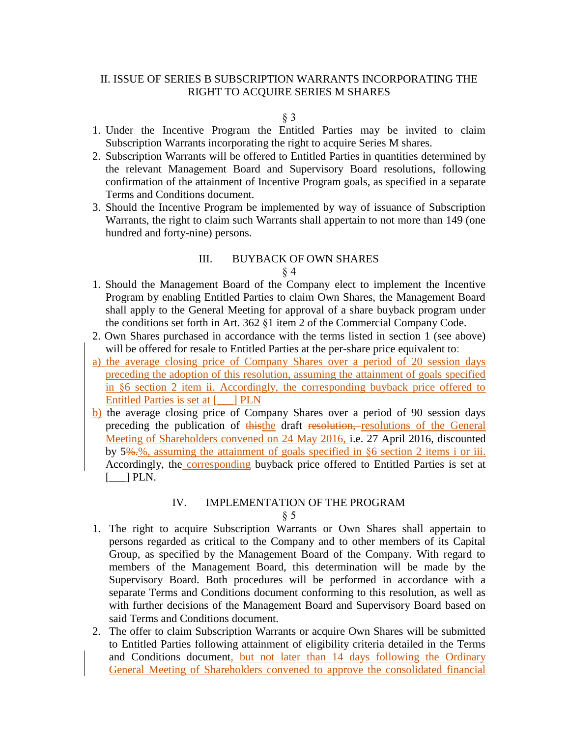## II. ISSUE OF SERIES B SUBSCRIPTION WARRANTS INCORPORATING THE RIGHT TO ACQUIRE SERIES M SHARES

§ 3

1. Under the Incentive Program the Entitled Parties may be invited to claim Subscription Warrants incorporating the right to acquire Series M shares.
2. Subscription Warrants will be offered to Entitled Parties in quantities determined by the relevant Management Board and Supervisory Board resolutions, following confirmation of the attainment of Incentive Program goals, as specified in a separate Terms and Conditions document.
3. Should the Incentive Program be implemented by way of issuance of Subscription Warrants, the right to claim such Warrants shall appertain to not more than 149 (one hundred and forty-nine) persons.

## III. BUYBACK OF OWN SHARES

§ 4

1. Should the Management Board of the Company elect to implement the Incentive Program by enabling Entitled Parties to claim Own Shares, the Management Board shall apply to the General Meeting for approval of a share buyback program under the conditions set forth in Art. 362 §1 item 2 of the Commercial Company Code.
2. Own Shares purchased in accordance with the terms listed in section 1 (see above) will be offered for resale to Entitled Parties at the per-share price equivalent to:

a) the average closing price of Company Shares over a period of 20 session days preceding the adoption of this resolution, assuming the attainment of goals specified in §6 section 2 item ii. Accordingly, the corresponding buyback price offered to Entitled Parties is set at [___] PLN

b) the average closing price of Company Shares over a period of 90 session days preceding the publication of ~~this~~the draft ~~resolution,~~ resolutions of the General Meeting of Shareholders convened on 24 May 2016, i.e. 27 April 2016, discounted by 5~~%.~~%, assuming the attainment of goals specified in §6 section 2 items i or iii. Accordingly, the corresponding buyback price offered to Entitled Parties is set at [___] PLN.

## IV. IMPLEMENTATION OF THE PROGRAM

§ 5

1. The right to acquire Subscription Warrants or Own Shares shall appertain to persons regarded as critical to the Company and to other members of its Capital Group, as specified by the Management Board of the Company. With regard to members of the Management Board, this determination will be made by the Supervisory Board. Both procedures will be performed in accordance with a separate Terms and Conditions document conforming to this resolution, as well as with further decisions of the Management Board and Supervisory Board based on said Terms and Conditions document.
2. The offer to claim Subscription Warrants or acquire Own Shares will be submitted to Entitled Parties following attainment of eligibility criteria detailed in the Terms and Conditions document, but not later than 14 days following the Ordinary General Meeting of Shareholders convened to approve the consolidated financial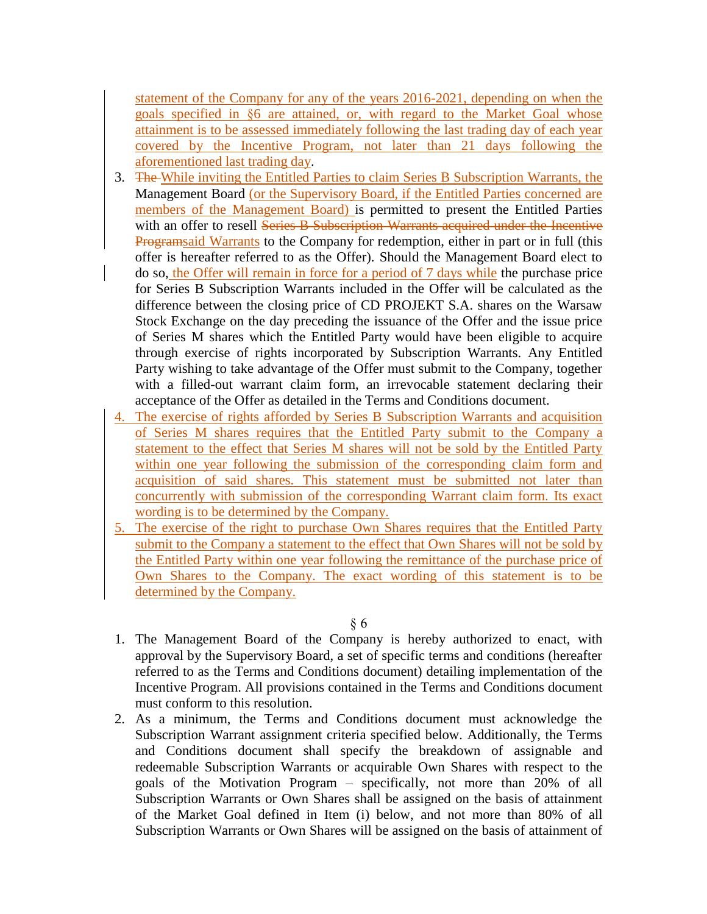statement of the Company for any of the years 2016-2021, depending on when the goals specified in §6 are attained, or, with regard to the Market Goal whose attainment is to be assessed immediately following the last trading day of each year covered by the Incentive Program, not later than 21 days following the aforementioned last trading day.

3. ~~The~~ While inviting the Entitled Parties to claim Series B Subscription Warrants, the Management Board (or the Supervisory Board, if the Entitled Parties concerned are members of the Management Board) is permitted to present the Entitled Parties with an offer to resell ~~Series B Subscription Warrants acquired under the Incentive Program~~said Warrants to the Company for redemption, either in part or in full (this offer is hereafter referred to as the Offer). Should the Management Board elect to do so, the Offer will remain in force for a period of 7 days while the purchase price for Series B Subscription Warrants included in the Offer will be calculated as the difference between the closing price of CD PROJEKT S.A. shares on the Warsaw Stock Exchange on the day preceding the issuance of the Offer and the issue price of Series M shares which the Entitled Party would have been eligible to acquire through exercise of rights incorporated by Subscription Warrants. Any Entitled Party wishing to take advantage of the Offer must submit to the Company, together with a filled-out warrant claim form, an irrevocable statement declaring their acceptance of the Offer as detailed in the Terms and Conditions document.
4. The exercise of rights afforded by Series B Subscription Warrants and acquisition of Series M shares requires that the Entitled Party submit to the Company a statement to the effect that Series M shares will not be sold by the Entitled Party within one year following the submission of the corresponding claim form and acquisition of said shares. This statement must be submitted not later than concurrently with submission of the corresponding Warrant claim form. Its exact wording is to be determined by the Company.
5. The exercise of the right to purchase Own Shares requires that the Entitled Party submit to the Company a statement to the effect that Own Shares will not be sold by the Entitled Party within one year following the remittance of the purchase price of Own Shares to the Company. The exact wording of this statement is to be determined by the Company.

§ 6

1. The Management Board of the Company is hereby authorized to enact, with approval by the Supervisory Board, a set of specific terms and conditions (hereafter referred to as the Terms and Conditions document) detailing implementation of the Incentive Program. All provisions contained in the Terms and Conditions document must conform to this resolution.
2. As a minimum, the Terms and Conditions document must acknowledge the Subscription Warrant assignment criteria specified below. Additionally, the Terms and Conditions document shall specify the breakdown of assignable and redeemable Subscription Warrants or acquirable Own Shares with respect to the goals of the Motivation Program – specifically, not more than 20% of all Subscription Warrants or Own Shares shall be assigned on the basis of attainment of the Market Goal defined in Item (i) below, and not more than 80% of all Subscription Warrants or Own Shares will be assigned on the basis of attainment of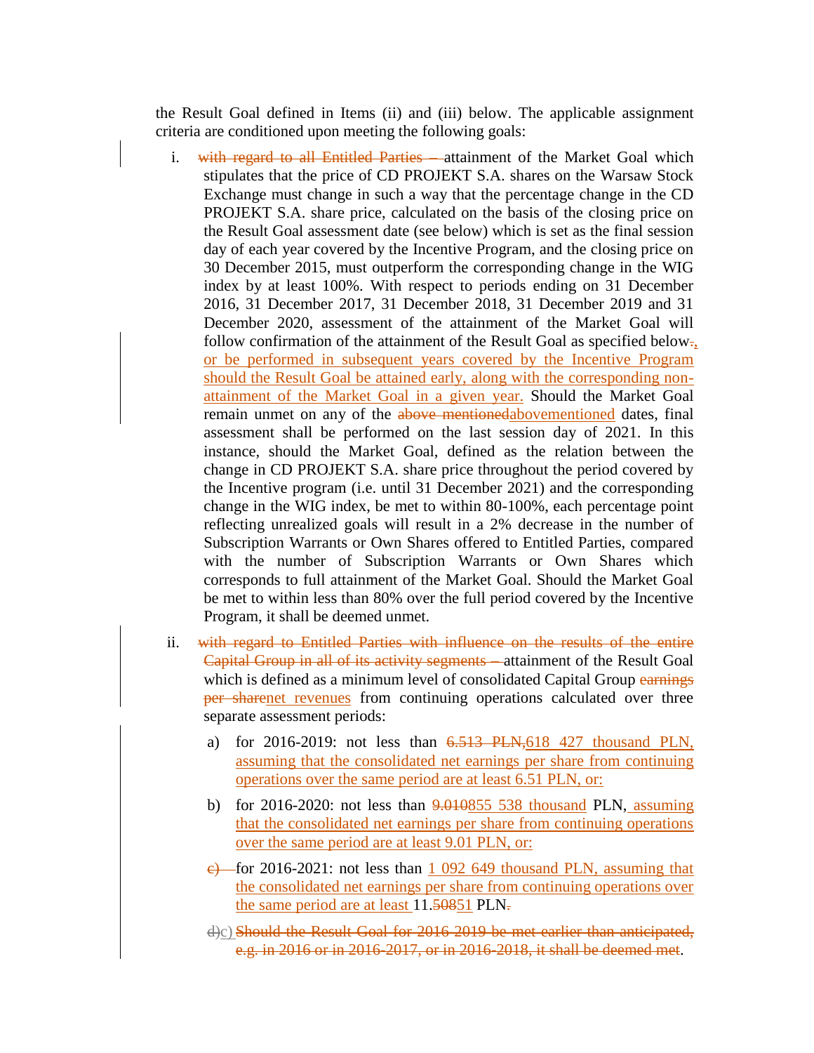the Result Goal defined in Items (ii) and (iii) below. The applicable assignment criteria are conditioned upon meeting the following goals:

i. ~~with regard to all Entitled Parties –~~ attainment of the Market Goal which stipulates that the price of CD PROJEKT S.A. shares on the Warsaw Stock Exchange must change in such a way that the percentage change in the CD PROJEKT S.A. share price, calculated on the basis of the closing price on the Result Goal assessment date (see below) which is set as the final session day of each year covered by the Incentive Program, and the closing price on 30 December 2015, must outperform the corresponding change in the WIG index by at least 100%. With respect to periods ending on 31 December 2016, 31 December 2017, 31 December 2018, 31 December 2019 and 31 December 2020, assessment of the attainment of the Market Goal will follow confirmation of the attainment of the Result Goal as specified below~~.~~, or be performed in subsequent years covered by the Incentive Program should the Result Goal be attained early, along with the corresponding non-attainment of the Market Goal in a given year. Should the Market Goal remain unmet on any of the ~~above mentioned~~abovementioned dates, final assessment shall be performed on the last session day of 2021. In this instance, should the Market Goal, defined as the relation between the change in CD PROJEKT S.A. share price throughout the period covered by the Incentive program (i.e. until 31 December 2021) and the corresponding change in the WIG index, be met to within 80-100%, each percentage point reflecting unrealized goals will result in a 2% decrease in the number of Subscription Warrants or Own Shares offered to Entitled Parties, compared with the number of Subscription Warrants or Own Shares which corresponds to full attainment of the Market Goal. Should the Market Goal be met to within less than 80% over the full period covered by the Incentive Program, it shall be deemed unmet.

ii. ~~with regard to Entitled Parties with influence on the results of the entire Capital Group in all of its activity segments –~~ attainment of the Result Goal which is defined as a minimum level of consolidated Capital Group ~~earnings per share~~net revenues from continuing operations calculated over three separate assessment periods:

   a) for 2016-2019: not less than ~~6.513 PLN,~~618 427 thousand PLN, assuming that the consolidated net earnings per share from continuing operations over the same period are at least 6.51 PLN, or:

   b) for 2016-2020: not less than ~~9.010~~855 538 thousand PLN, assuming that the consolidated net earnings per share from continuing operations over the same period are at least 9.01 PLN, or:

   ~~c)~~ for 2016-2021: not less than 1 092 649 thousand PLN, assuming that the consolidated net earnings per share from continuing operations over the same period are at least 11.~~508~~51 PLN~~.~~

   ~~d)~~c) ~~Should the Result Goal for 2016-2019 be met earlier than anticipated, e.g. in 2016 or in 2016-2017, or in 2016-2018, it shall be deemed met~~.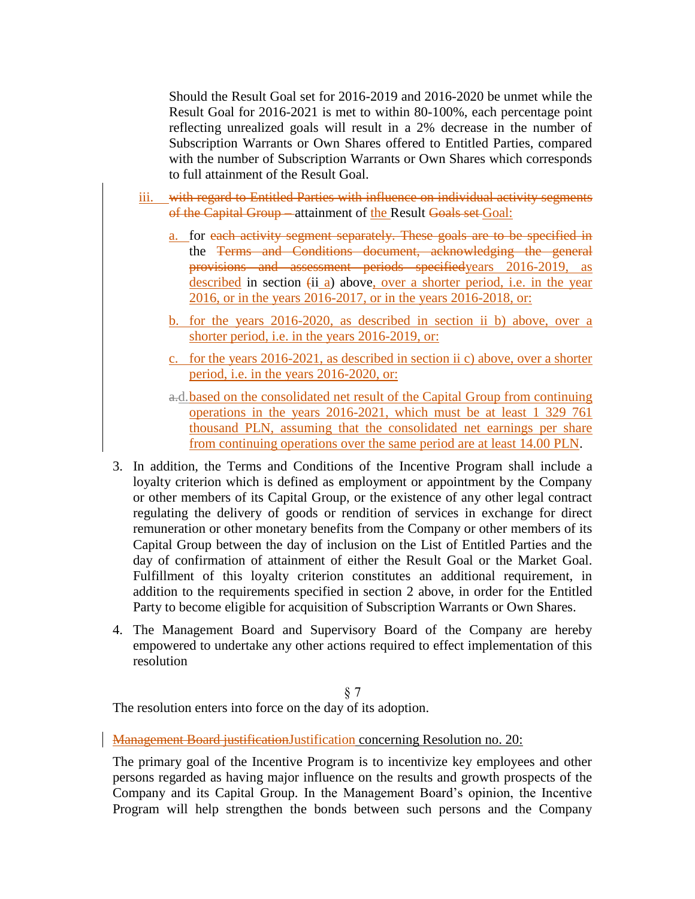Should the Result Goal set for 2016-2019 and 2016-2020 be unmet while the Result Goal for 2016-2021 is met to within 80-100%, each percentage point reflecting unrealized goals will result in a 2% decrease in the number of Subscription Warrants or Own Shares offered to Entitled Parties, compared with the number of Subscription Warrants or Own Shares which corresponds to full attainment of the Result Goal.

iii. ~~with regard to Entitled Parties with influence on individual activity segments of the Capital Group –~~ attainment of the Result ~~Goals set~~ Goal:

a. for ~~each activity segment separately. These goals are to be specified in~~ the ~~Terms and Conditions document, acknowledging the general provisions and assessment periods specified~~years 2016-2019, as described in section ~~(~~ii a) above, over a shorter period, i.e. in the year 2016, or in the years 2016-2017, or in the years 2016-2018, or:

b. for the years 2016-2020, as described in section ii b) above, over a shorter period, i.e. in the years 2016-2019, or:

c. for the years 2016-2021, as described in section ii c) above, over a shorter period, i.e. in the years 2016-2020, or:

~~a.~~d. based on the consolidated net result of the Capital Group from continuing operations in the years 2016-2021, which must be at least 1 329 761 thousand PLN, assuming that the consolidated net earnings per share from continuing operations over the same period are at least 14.00 PLN.

3. In addition, the Terms and Conditions of the Incentive Program shall include a loyalty criterion which is defined as employment or appointment by the Company or other members of its Capital Group, or the existence of any other legal contract regulating the delivery of goods or rendition of services in exchange for direct remuneration or other monetary benefits from the Company or other members of its Capital Group between the day of inclusion on the List of Entitled Parties and the day of confirmation of attainment of either the Result Goal or the Market Goal. Fulfillment of this loyalty criterion constitutes an additional requirement, in addition to the requirements specified in section 2 above, in order for the Entitled Party to become eligible for acquisition of Subscription Warrants or Own Shares.

4. The Management Board and Supervisory Board of the Company are hereby empowered to undertake any other actions required to effect implementation of this resolution

§ 7

The resolution enters into force on the day of its adoption.

~~Management Board justification~~Justification concerning Resolution no. 20:

The primary goal of the Incentive Program is to incentivize key employees and other persons regarded as having major influence on the results and growth prospects of the Company and its Capital Group. In the Management Board's opinion, the Incentive Program will help strengthen the bonds between such persons and the Company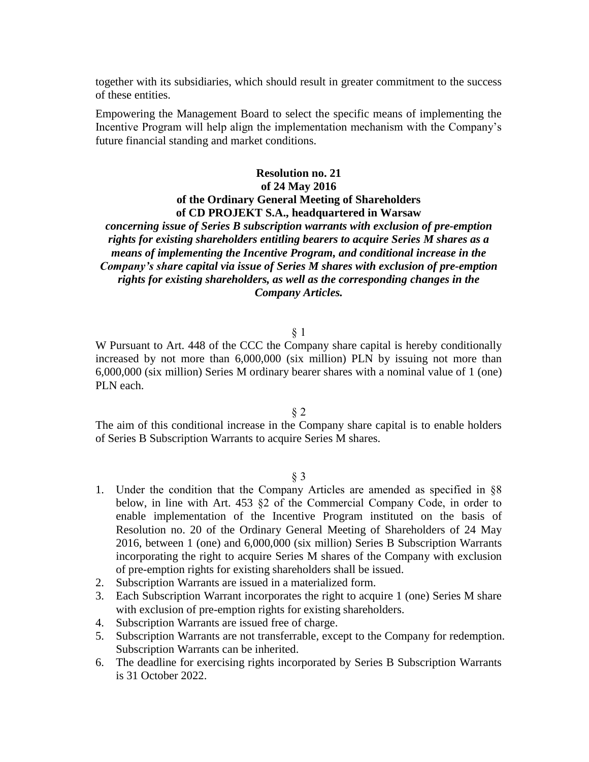together with its subsidiaries, which should result in greater commitment to the success of these entities.

Empowering the Management Board to select the specific means of implementing the Incentive Program will help align the implementation mechanism with the Company's future financial standing and market conditions.

**Resolution no. 21**
**of 24 May 2016**
**of the Ordinary General Meeting of Shareholders**
**of CD PROJEKT S.A., headquartered in Warsaw**
***concerning issue of Series B subscription warrants with exclusion of pre-emption rights for existing shareholders entitling bearers to acquire Series M shares as a means of implementing the Incentive Program, and conditional increase in the Company's share capital via issue of Series M shares with exclusion of pre-emption rights for existing shareholders, as well as the corresponding changes in the Company Articles.***

§ 1

W Pursuant to Art. 448 of the CCC the Company share capital is hereby conditionally increased by not more than 6,000,000 (six million) PLN by issuing not more than 6,000,000 (six million) Series M ordinary bearer shares with a nominal value of 1 (one) PLN each.

§ 2

The aim of this conditional increase in the Company share capital is to enable holders of Series B Subscription Warrants to acquire Series M shares.

§ 3

1. Under the condition that the Company Articles are amended as specified in §8 below, in line with Art. 453 §2 of the Commercial Company Code, in order to enable implementation of the Incentive Program instituted on the basis of Resolution no. 20 of the Ordinary General Meeting of Shareholders of 24 May 2016, between 1 (one) and 6,000,000 (six million) Series B Subscription Warrants incorporating the right to acquire Series M shares of the Company with exclusion of pre-emption rights for existing shareholders shall be issued.
2. Subscription Warrants are issued in a materialized form.
3. Each Subscription Warrant incorporates the right to acquire 1 (one) Series M share with exclusion of pre-emption rights for existing shareholders.
4. Subscription Warrants are issued free of charge.
5. Subscription Warrants are not transferrable, except to the Company for redemption. Subscription Warrants can be inherited.
6. The deadline for exercising rights incorporated by Series B Subscription Warrants is 31 October 2022.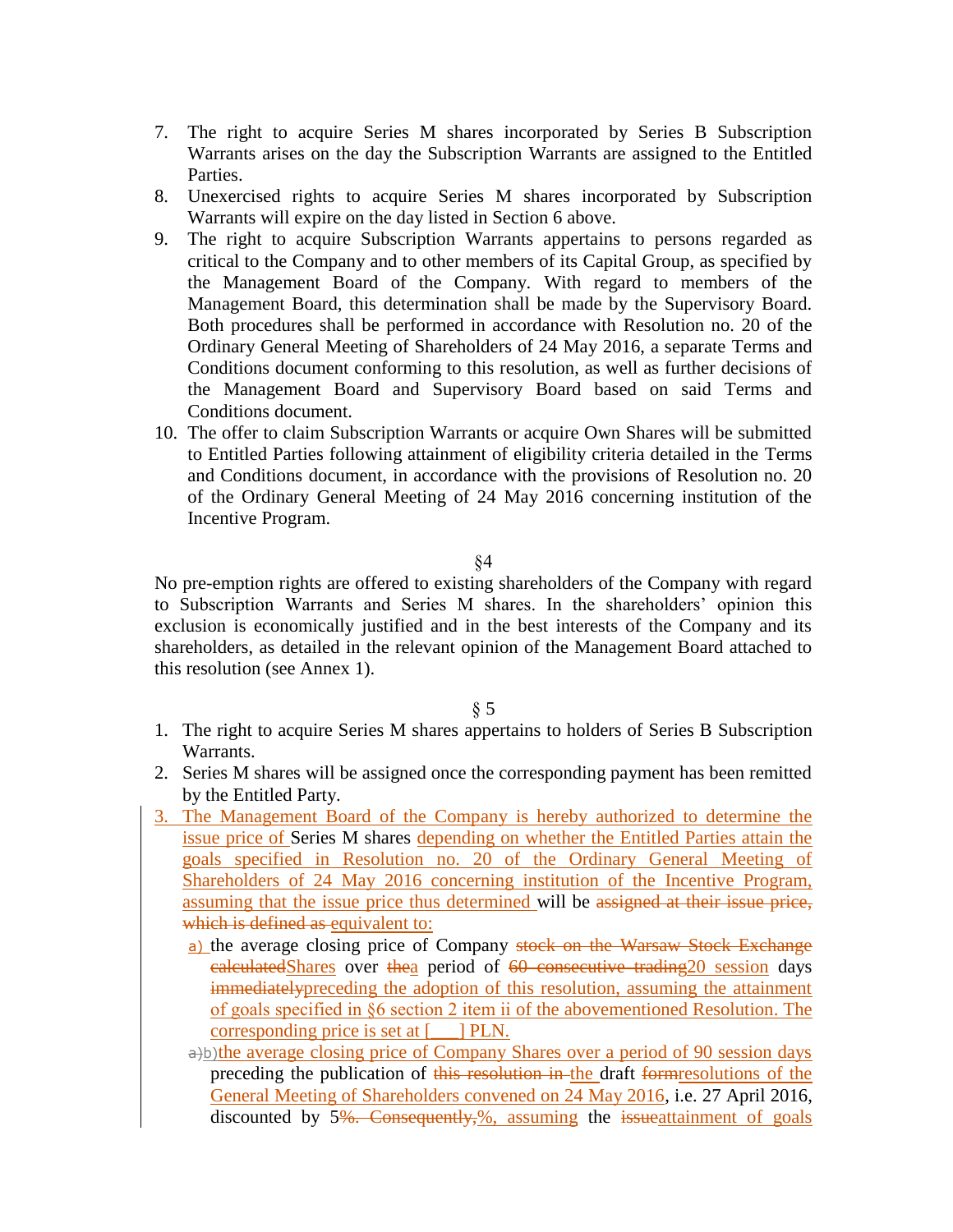7. The right to acquire Series M shares incorporated by Series B Subscription Warrants arises on the day the Subscription Warrants are assigned to the Entitled Parties.
8. Unexercised rights to acquire Series M shares incorporated by Subscription Warrants will expire on the day listed in Section 6 above.
9. The right to acquire Subscription Warrants appertains to persons regarded as critical to the Company and to other members of its Capital Group, as specified by the Management Board of the Company. With regard to members of the Management Board, this determination shall be made by the Supervisory Board. Both procedures shall be performed in accordance with Resolution no. 20 of the Ordinary General Meeting of Shareholders of 24 May 2016, a separate Terms and Conditions document conforming to this resolution, as well as further decisions of the Management Board and Supervisory Board based on said Terms and Conditions document.
10. The offer to claim Subscription Warrants or acquire Own Shares will be submitted to Entitled Parties following attainment of eligibility criteria detailed in the Terms and Conditions document, in accordance with the provisions of Resolution no. 20 of the Ordinary General Meeting of 24 May 2016 concerning institution of the Incentive Program.

§4

No pre-emption rights are offered to existing shareholders of the Company with regard to Subscription Warrants and Series M shares. In the shareholders' opinion this exclusion is economically justified and in the best interests of the Company and its shareholders, as detailed in the relevant opinion of the Management Board attached to this resolution (see Annex 1).

§ 5

1. The right to acquire Series M shares appertains to holders of Series B Subscription Warrants.
2. Series M shares will be assigned once the corresponding payment has been remitted by the Entitled Party.
3. <ins>The Management Board of the Company is hereby authorized to determine the issue price of </ins>Series M shares <ins>depending on whether the Entitled Parties attain the goals specified in Resolution no. 20 of the Ordinary General Meeting of Shareholders of 24 May 2016 concerning institution of the Incentive Program, assuming that the issue price thus determined </ins>will be ~~assigned at their issue price, which is defined as ~~<ins>equivalent to:</ins>
   <ins>a) </ins>the average closing price of Company ~~stock on the Warsaw Stock Exchange calculated~~<ins>Shares</ins> over ~~the~~<ins>a</ins> period of ~~60 consecutive trading~~<ins>20 session</ins> days ~~immediately~~<ins>preceding the adoption of this resolution, assuming the attainment of goals specified in §6 section 2 item ii of the abovementioned Resolution. The corresponding price is set at [___] PLN.</ins>
   ~~a)~~<ins>b)</ins><ins>the average closing price of Company Shares over a period of 90 session days</ins> preceding the publication of ~~this resolution in ~~<ins>the </ins>draft ~~form~~<ins>resolutions of the General Meeting of Shareholders convened on 24 May 2016</ins>, i.e. 27 April 2016, discounted by 5~~%. Consequently,~~<ins>%, assuming</ins> the ~~issue~~<ins>attainment of goals</ins>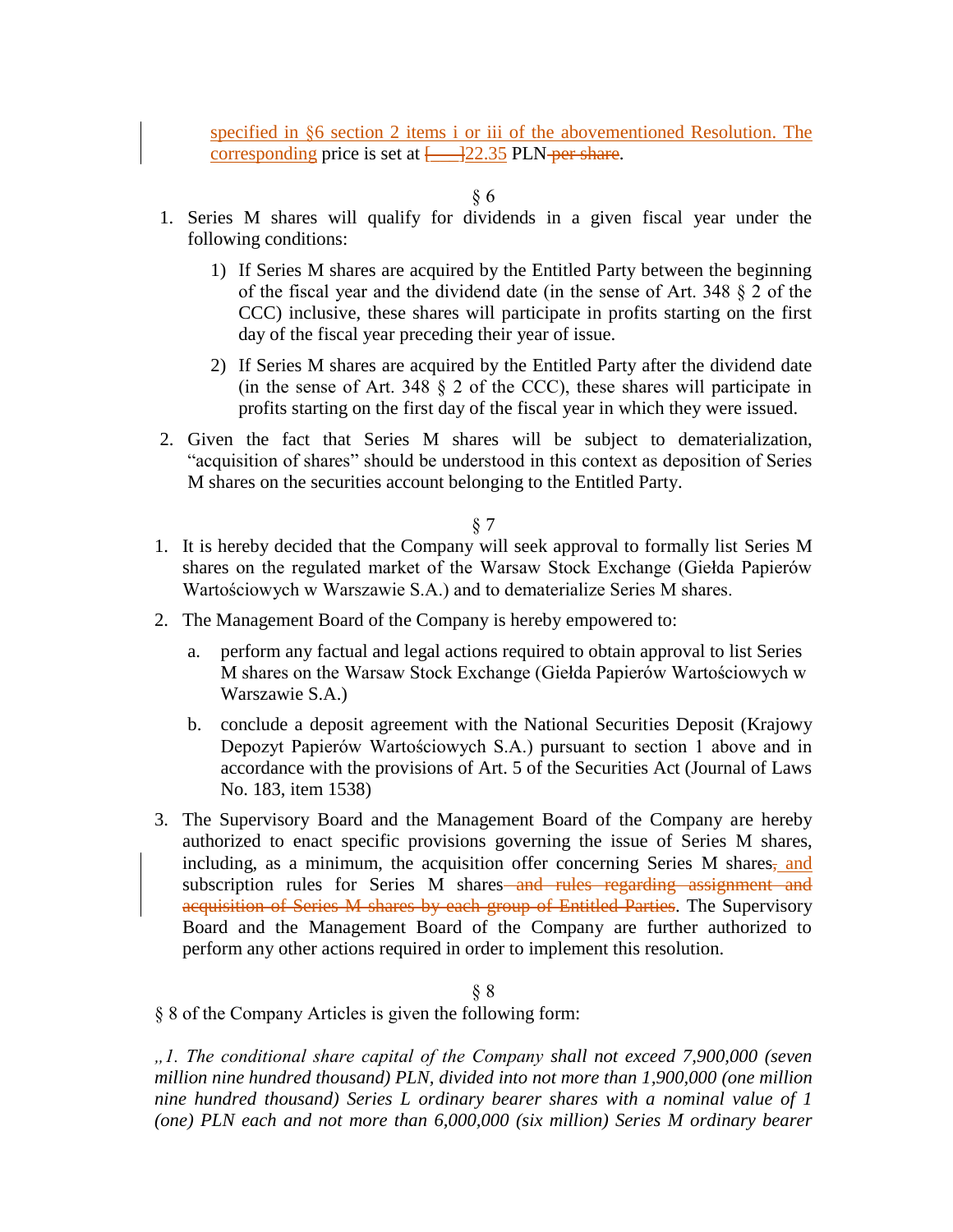specified in §6 section 2 items i or iii of the abovementioned Resolution. The corresponding price is set at [____]22.35 PLN per share.

§ 6

1. Series M shares will qualify for dividends in a given fiscal year under the following conditions:

    1) If Series M shares are acquired by the Entitled Party between the beginning of the fiscal year and the dividend date (in the sense of Art. 348 § 2 of the CCC) inclusive, these shares will participate in profits starting on the first day of the fiscal year preceding their year of issue.

    2) If Series M shares are acquired by the Entitled Party after the dividend date (in the sense of Art. 348 § 2 of the CCC), these shares will participate in profits starting on the first day of the fiscal year in which they were issued.

2. Given the fact that Series M shares will be subject to dematerialization, "acquisition of shares" should be understood in this context as deposition of Series M shares on the securities account belonging to the Entitled Party.

§ 7

1. It is hereby decided that the Company will seek approval to formally list Series M shares on the regulated market of the Warsaw Stock Exchange (Giełda Papierów Wartościowych w Warszawie S.A.) and to dematerialize Series M shares.

2. The Management Board of the Company is hereby empowered to:

    a. perform any factual and legal actions required to obtain approval to list Series M shares on the Warsaw Stock Exchange (Giełda Papierów Wartościowych w Warszawie S.A.)

    b. conclude a deposit agreement with the National Securities Deposit (Krajowy Depozyt Papierów Wartościowych S.A.) pursuant to section 1 above and in accordance with the provisions of Art. 5 of the Securities Act (Journal of Laws No. 183, item 1538)

3. The Supervisory Board and the Management Board of the Company are hereby authorized to enact specific provisions governing the issue of Series M shares, including, as a minimum, the acquisition offer concerning Series M shares, and subscription rules for Series M shares and rules regarding assignment and acquisition of Series M shares by each group of Entitled Parties. The Supervisory Board and the Management Board of the Company are further authorized to perform any other actions required in order to implement this resolution.

§ 8

§ 8 of the Company Articles is given the following form:

*„1. The conditional share capital of the Company shall not exceed 7,900,000 (seven million nine hundred thousand) PLN, divided into not more than 1,900,000 (one million nine hundred thousand) Series L ordinary bearer shares with a nominal value of 1 (one) PLN each and not more than 6,000,000 (six million) Series M ordinary bearer*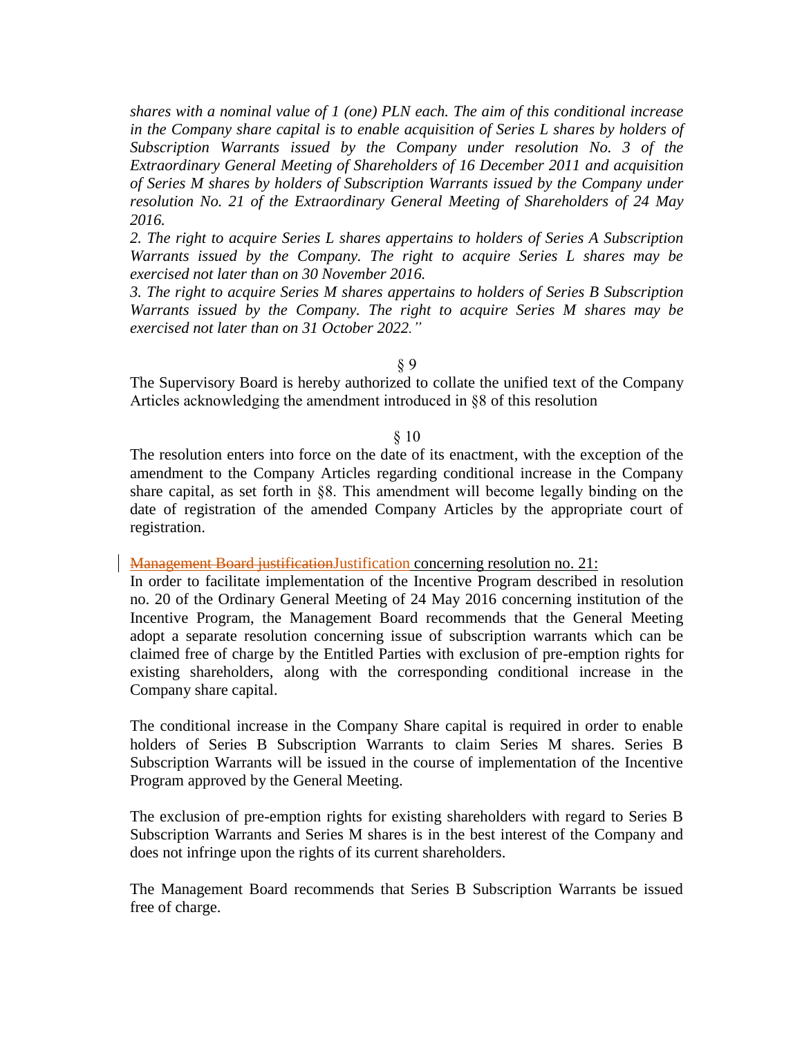*shares with a nominal value of 1 (one) PLN each. The aim of this conditional increase in the Company share capital is to enable acquisition of Series L shares by holders of Subscription Warrants issued by the Company under resolution No. 3 of the Extraordinary General Meeting of Shareholders of 16 December 2011 and acquisition of Series M shares by holders of Subscription Warrants issued by the Company under resolution No. 21 of the Extraordinary General Meeting of Shareholders of 24 May 2016.*

*2. The right to acquire Series L shares appertains to holders of Series A Subscription Warrants issued by the Company. The right to acquire Series L shares may be exercised not later than on 30 November 2016.*

*3. The right to acquire Series M shares appertains to holders of Series B Subscription Warrants issued by the Company. The right to acquire Series M shares may be exercised not later than on 31 October 2022."*

§ 9

The Supervisory Board is hereby authorized to collate the unified text of the Company Articles acknowledging the amendment introduced in §8 of this resolution

§ 10

The resolution enters into force on the date of its enactment, with the exception of the amendment to the Company Articles regarding conditional increase in the Company share capital, as set forth in §8. This amendment will become legally binding on the date of registration of the amended Company Articles by the appropriate court of registration.

~~Management Board justification~~Justification concerning resolution no. 21:

In order to facilitate implementation of the Incentive Program described in resolution no. 20 of the Ordinary General Meeting of 24 May 2016 concerning institution of the Incentive Program, the Management Board recommends that the General Meeting adopt a separate resolution concerning issue of subscription warrants which can be claimed free of charge by the Entitled Parties with exclusion of pre-emption rights for existing shareholders, along with the corresponding conditional increase in the Company share capital.

The conditional increase in the Company Share capital is required in order to enable holders of Series B Subscription Warrants to claim Series M shares. Series B Subscription Warrants will be issued in the course of implementation of the Incentive Program approved by the General Meeting.

The exclusion of pre-emption rights for existing shareholders with regard to Series B Subscription Warrants and Series M shares is in the best interest of the Company and does not infringe upon the rights of its current shareholders.

The Management Board recommends that Series B Subscription Warrants be issued free of charge.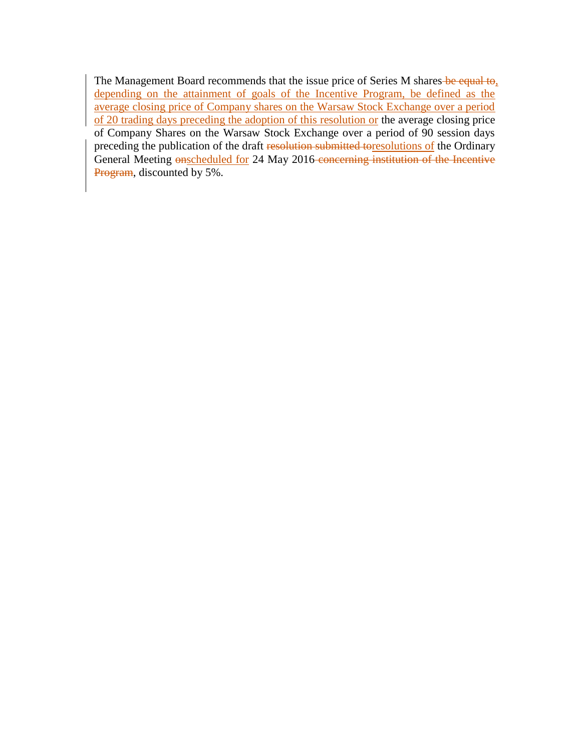The Management Board recommends that the issue price of Series M shares~~ be equal to~~<u>, depending on the attainment of goals of the Incentive Program, be defined as the average closing price of Company shares on the Warsaw Stock Exchange over a period of 20 trading days preceding the adoption of this resolution or</u> the average closing price of Company Shares on the Warsaw Stock Exchange over a period of 90 session days preceding the publication of the draft ~~resolution submitted to~~<u>resolutions of</u> the Ordinary General Meeting ~~on~~<u>scheduled for</u> 24 May 2016~~ concerning institution of the Incentive Program~~, discounted by 5%.